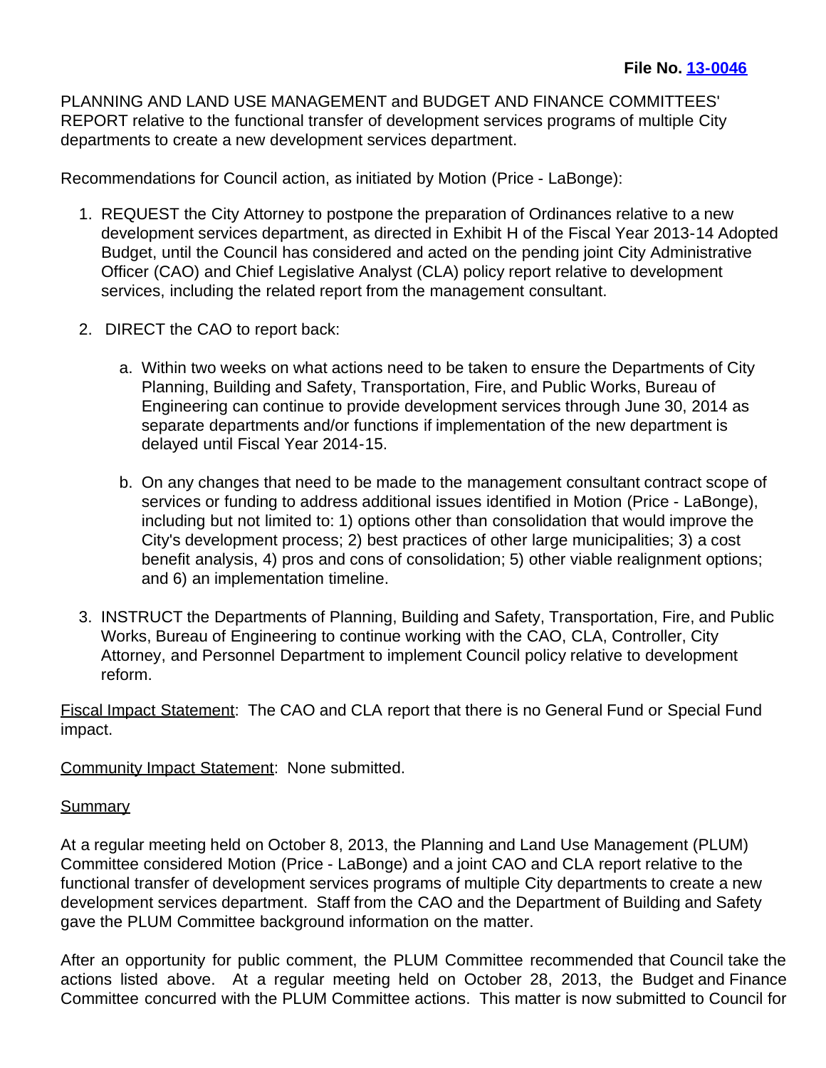**File No. [13-0046]**

PLANNING AND LAND USE MANAGEMENT and BUDGET AND FINANCE COMMITTEES' REPORT relative to the functional transfer of development services programs of multiple City departments to create a new development services department.

Recommendations for Council action, as initiated by Motion (Price - LaBonge):

1. REQUEST the City Attorney to postpone the preparation of Ordinances relative to a new development services department, as directed in Exhibit H of the Fiscal Year 2013-14 Adopted Budget, until the Council has considered and acted on the pending joint City Administrative Officer (CAO) and Chief Legislative Analyst (CLA) policy report relative to development services, including the related report from the management consultant.

2. DIRECT the CAO to report back:

   a. Within two weeks on what actions need to be taken to ensure the Departments of City Planning, Building and Safety, Transportation, Fire, and Public Works, Bureau of Engineering can continue to provide development services through June 30, 2014 as separate departments and/or functions if implementation of the new department is delayed until Fiscal Year 2014-15.

   b. On any changes that need to be made to the management consultant contract scope of services or funding to address additional issues identified in Motion (Price - LaBonge), including but not limited to: 1) options other than consolidation that would improve the City's development process; 2) best practices of other large municipalities; 3) a cost benefit analysis, 4) pros and cons of consolidation; 5) other viable realignment options; and 6) an implementation timeline.

3. INSTRUCT the Departments of Planning, Building and Safety, Transportation, Fire, and Public Works, Bureau of Engineering to continue working with the CAO, CLA, Controller, City Attorney, and Personnel Department to implement Council policy relative to development reform.

Fiscal Impact Statement: The CAO and CLA report that there is no General Fund or Special Fund impact.

Community Impact Statement: None submitted.

Summary

At a regular meeting held on October 8, 2013, the Planning and Land Use Management (PLUM) Committee considered Motion (Price - LaBonge) and a joint CAO and CLA report relative to the functional transfer of development services programs of multiple City departments to create a new development services department. Staff from the CAO and the Department of Building and Safety gave the PLUM Committee background information on the matter.

After an opportunity for public comment, the PLUM Committee recommended that Council take the actions listed above. At a regular meeting held on October 28, 2013, the Budget and Finance Committee concurred with the PLUM Committee actions. This matter is now submitted to Council for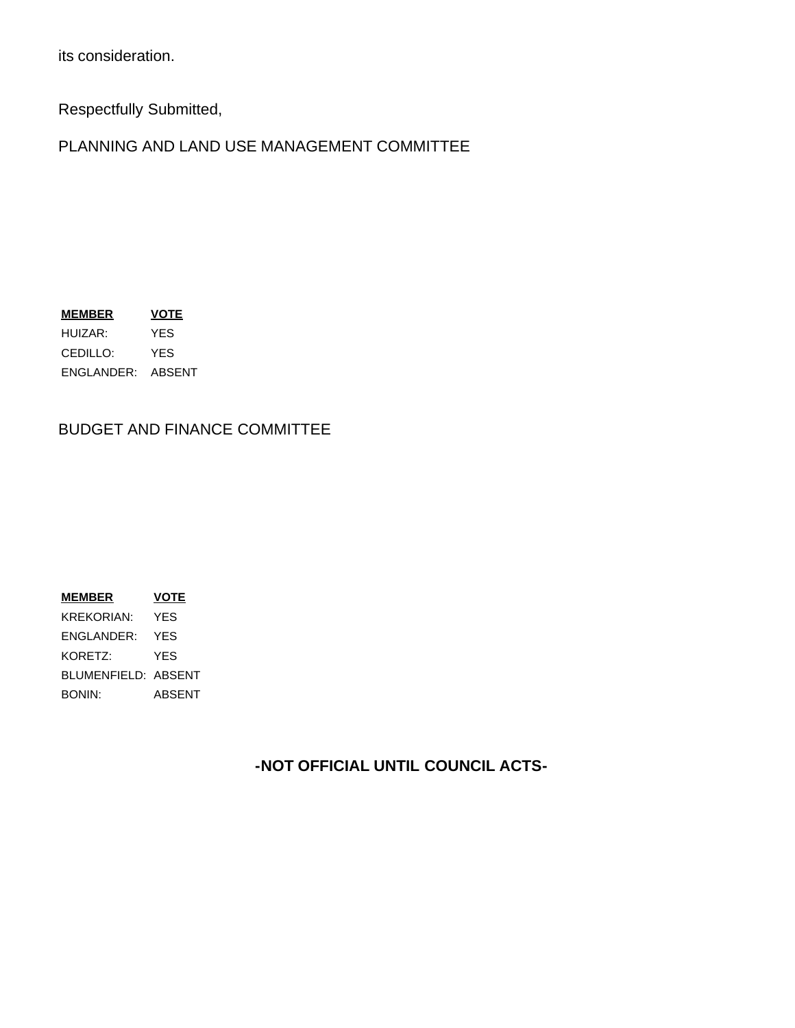its consideration.

Respectfully Submitted,

PLANNING AND LAND USE MANAGEMENT COMMITTEE

| MEMBER | VOTE |
| --- | --- |
| HUIZAR: | YES |
| CEDILLO: | YES |
| ENGLANDER: | ABSENT |

BUDGET AND FINANCE COMMITTEE

| MEMBER | VOTE |
| --- | --- |
| KREKORIAN: | YES |
| ENGLANDER: | YES |
| KORETZ: | YES |
| BLUMENFIELD: | ABSENT |
| BONIN: | ABSENT |

**-NOT OFFICIAL UNTIL COUNCIL ACTS-**